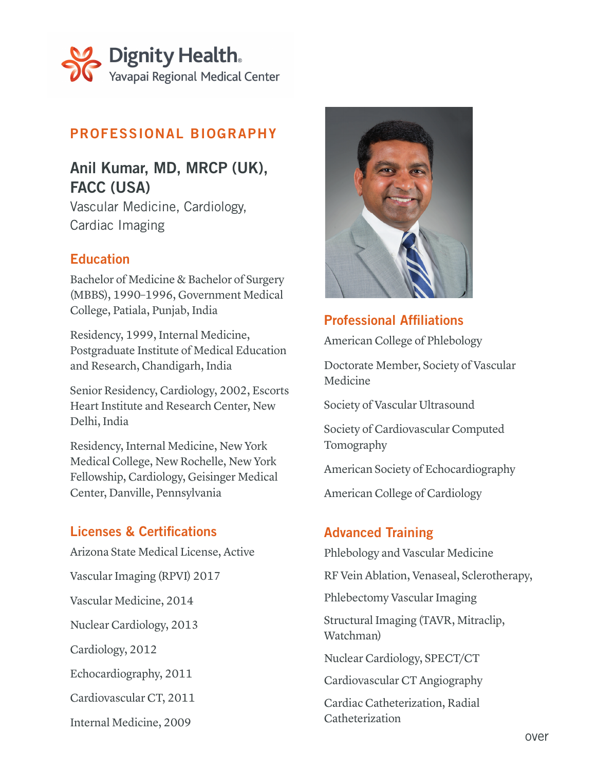Dignity Health. Yavapai Regional Medical Center

## PROFESSIONAL BIOGRAPHY

# Anil Kumar, MD, MRCP (UK), FACC (USA)

Vascular Medicine, Cardiology, Cardiac Imaging

### Education

Bachelor of Medicine & Bachelor of Surgery (MBBS), 1990–1996, Government Medical College, Patiala, Punjab, India

Residency, 1999, Internal Medicine, Postgraduate Institute of Medical Education and Research, Chandigarh, India

Senior Residency, Cardiology, 2002, Escorts Heart Institute and Research Center, New Delhi, India

Residency, Internal Medicine, New York Medical College, New Rochelle, New York
Fellowship, Cardiology, Geisinger Medical Center, Danville, Pennsylvania

### Licenses & Certifications

Arizona State Medical License, Active

Vascular Imaging (RPVI) 2017

Vascular Medicine, 2014

Nuclear Cardiology, 2013

Cardiology, 2012

Echocardiography, 2011

Cardiovascular CT, 2011

Internal Medicine, 2009

### Professional Affiliations

American College of Phlebology

Doctorate Member, Society of Vascular Medicine

Society of Vascular Ultrasound

Society of Cardiovascular Computed Tomography

American Society of Echocardiography

American College of Cardiology

### Advanced Training

Phlebology and Vascular Medicine

RF Vein Ablation, Venaseal, Sclerotherapy,

Phlebectomy Vascular Imaging

Structural Imaging (TAVR, Mitraclip, Watchman)

Nuclear Cardiology, SPECT/CT

Cardiovascular CT Angiography

Cardiac Catheterization, Radial Catheterization

over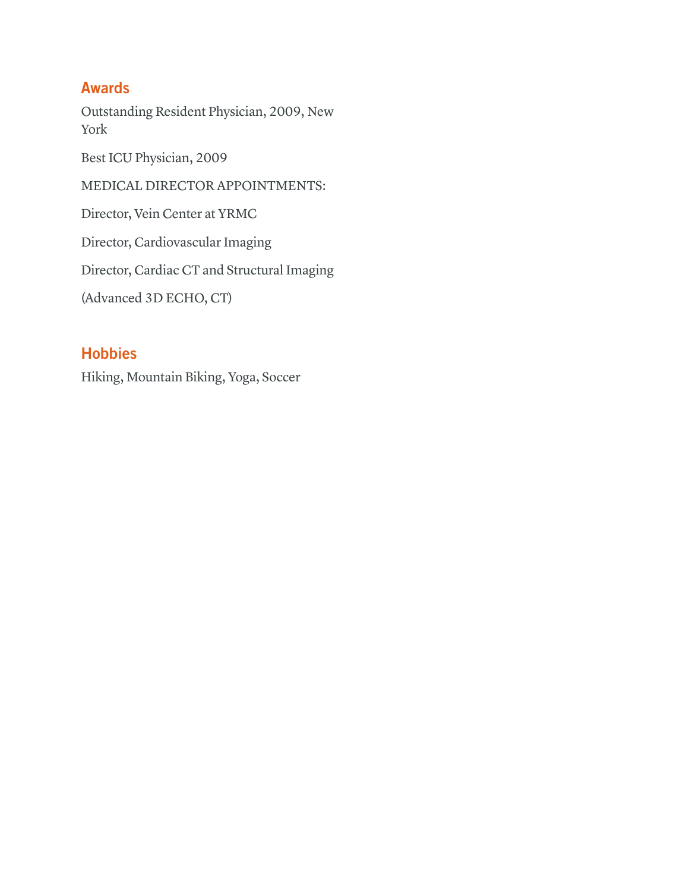## Awards

Outstanding Resident Physician, 2009, New York

Best ICU Physician, 2009

MEDICAL DIRECTOR APPOINTMENTS:

Director, Vein Center at YRMC

Director, Cardiovascular Imaging

Director, Cardiac CT and Structural Imaging

(Advanced 3D ECHO, CT)

## Hobbies

Hiking, Mountain Biking, Yoga, Soccer